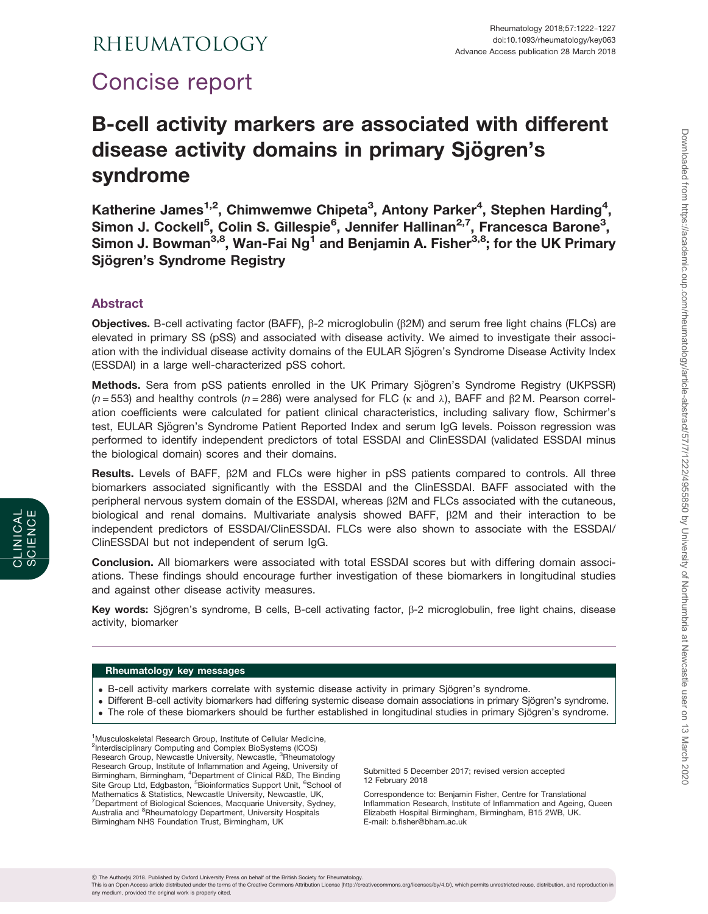# Concise report

# B-cell activity markers are associated with different disease activity domains in primary Sjögren's syndrome

**Katherine James[1,2], Chimwemwe Chipeta[3], Antony Parker[4], Stephen Harding[4], Simon J. Cockell[5], Colin S. Gillespie[6], Jennifer Hallinan[2,7], Francesca Barone[3], Simon J. Bowman[3,8], Wan-Fai Ng[1] and Benjamin A. Fisher[3,8]; for the UK Primary Sjögren's Syndrome Registry**

## Abstract

**Objectives.** B-cell activating factor (BAFF), β-2 microglobulin (β2M) and serum free light chains (FLCs) are elevated in primary SS (pSS) and associated with disease activity. We aimed to investigate their association with the individual disease activity domains of the EULAR Sjögren's Syndrome Disease Activity Index (ESSDAI) in a large well-characterized pSS cohort.

**Methods.** Sera from pSS patients enrolled in the UK Primary Sjögren's Syndrome Registry (UKPSSR) ($n = 553$) and healthy controls ($n = 286$) were analysed for FLC (κ and λ), BAFF and β2 M. Pearson correlation coefficients were calculated for patient clinical characteristics, including salivary flow, Schirmer's test, EULAR Sjögren's Syndrome Patient Reported Index and serum IgG levels. Poisson regression was performed to identify independent predictors of total ESSDAI and ClinESSDAI (validated ESSDAI minus the biological domain) scores and their domains.

**Results.** Levels of BAFF, β2M and FLCs were higher in pSS patients compared to controls. All three biomarkers associated significantly with the ESSDAI and the ClinESSDAI. BAFF associated with the peripheral nervous system domain of the ESSDAI, whereas β2M and FLCs associated with the cutaneous, biological and renal domains. Multivariate analysis showed BAFF, β2M and their interaction to be independent predictors of ESSDAI/ClinESSDAI. FLCs were also shown to associate with the ESSDAI/ClinESSDAI but not independent of serum IgG.

**Conclusion.** All biomarkers were associated with total ESSDAI scores but with differing domain associations. These findings should encourage further investigation of these biomarkers in longitudinal studies and against other disease activity measures.

**Key words:** Sjögren's syndrome, B cells, B-cell activating factor, β-2 microglobulin, free light chains, disease activity, biomarker

### Rheumatology key messages

- B-cell activity markers correlate with systemic disease activity in primary Sjögren's syndrome.
- Different B-cell activity biomarkers had differing systemic disease domain associations in primary Sjögren's syndrome.
- The role of these biomarkers should be further established in longitudinal studies in primary Sjögren's syndrome.

[1]Musculoskeletal Research Group, Institute of Cellular Medicine, [2]Interdisciplinary Computing and Complex BioSystems (ICOS) Research Group, Newcastle University, Newcastle, [3]Rheumatology Research Group, Institute of Inflammation and Ageing, University of Birmingham, Birmingham, [4]Department of Clinical R&D, The Binding Site Group Ltd, Edgbaston, [5]Bioinformatics Support Unit, [6]School of Mathematics & Statistics, Newcastle University, Newcastle, UK, [7]Department of Biological Sciences, Macquarie University, Sydney, Australia and [8]Rheumatology Department, University Hospitals Birmingham NHS Foundation Trust, Birmingham, UK

Submitted 5 December 2017; revised version accepted 12 February 2018

Correspondence to: Benjamin Fisher, Centre for Translational Inflammation Research, Institute of Inflammation and Ageing, Queen Elizabeth Hospital Birmingham, Birmingham, B15 2WB, UK. E-mail: b.fisher@bham.ac.uk

© The Author(s) 2018. Published by Oxford University Press on behalf of the British Society for Rheumatology.
This is an Open Access article distributed under the terms of the Creative Commons Attribution License (http://creativecommons.org/licenses/by/4.0/), which permits unrestricted reuse, distribution, and reproduction in any medium, provided the original work is properly cited.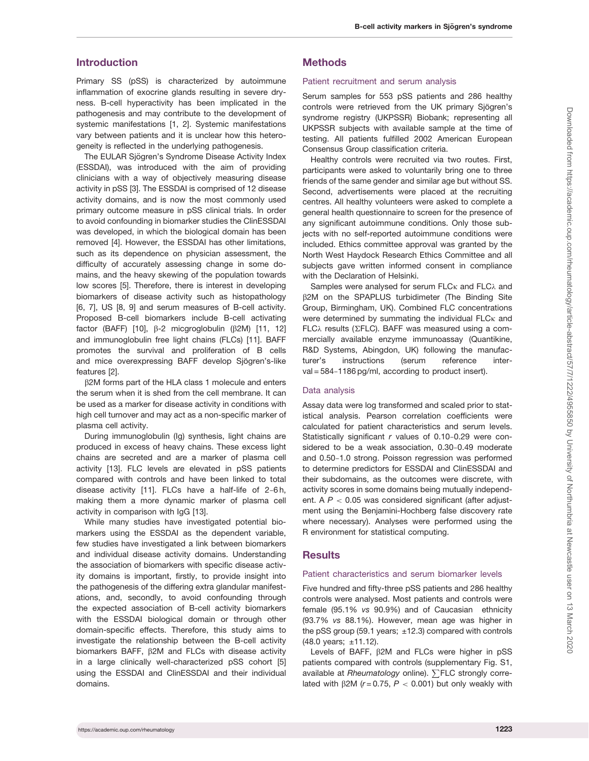## Introduction

Primary SS (pSS) is characterized by autoimmune inflammation of exocrine glands resulting in severe dryness. B-cell hyperactivity has been implicated in the pathogenesis and may contribute to the development of systemic manifestations [1, 2]. Systemic manifestations vary between patients and it is unclear how this heterogeneity is reflected in the underlying pathogenesis.

The EULAR Sjögren's Syndrome Disease Activity Index (ESSDAI), was introduced with the aim of providing clinicians with a way of objectively measuring disease activity in pSS [3]. The ESSDAI is comprised of 12 disease activity domains, and is now the most commonly used primary outcome measure in pSS clinical trials. In order to avoid confounding in biomarker studies the ClinESSDAI was developed, in which the biological domain has been removed [4]. However, the ESSDAI has other limitations, such as its dependence on physician assessment, the difficulty of accurately assessing change in some domains, and the heavy skewing of the population towards low scores [5]. Therefore, there is interest in developing biomarkers of disease activity such as histopathology [6, 7], US [8, 9] and serum measures of B-cell activity. Proposed B-cell biomarkers include B-cell activating factor (BAFF) [10], β-2 micgroglobulin (β2M) [11, 12] and immunoglobulin free light chains (FLCs) [11]. BAFF promotes the survival and proliferation of B cells and mice overexpressing BAFF develop Sjögren's-like features [2].

β2M forms part of the HLA class 1 molecule and enters the serum when it is shed from the cell membrane. It can be used as a marker for disease activity in conditions with high cell turnover and may act as a non-specific marker of plasma cell activity.

During immunoglobulin (Ig) synthesis, light chains are produced in excess of heavy chains. These excess light chains are secreted and are a marker of plasma cell activity [13]. FLC levels are elevated in pSS patients compared with controls and have been linked to total disease activity [11]. FLCs have a half-life of 2–6 h, making them a more dynamic marker of plasma cell activity in comparison with IgG [13].

While many studies have investigated potential biomarkers using the ESSDAI as the dependent variable, few studies have investigated a link between biomarkers and individual disease activity domains. Understanding the association of biomarkers with specific disease activity domains is important, firstly, to provide insight into the pathogenesis of the differing extra glandular manifestations, and, secondly, to avoid confounding through the expected association of B-cell activity biomarkers with the ESSDAI biological domain or through other domain-specific effects. Therefore, this study aims to investigate the relationship between the B-cell activity biomarkers BAFF, β2M and FLCs with disease activity in a large clinically well-characterized pSS cohort [5] using the ESSDAI and ClinESSDAI and their individual domains.

## Methods

### Patient recruitment and serum analysis

Serum samples for 553 pSS patients and 286 healthy controls were retrieved from the UK primary Sjögren's syndrome registry (UKPSSR) Biobank; representing all UKPSSR subjects with available sample at the time of testing. All patients fulfilled 2002 American European Consensus Group classification criteria.

Healthy controls were recruited via two routes. First, participants were asked to voluntarily bring one to three friends of the same gender and similar age but without SS. Second, advertisements were placed at the recruiting centres. All healthy volunteers were asked to complete a general health questionnaire to screen for the presence of any significant autoimmune conditions. Only those subjects with no self-reported autoimmune conditions were included. Ethics committee approval was granted by the North West Haydock Research Ethics Committee and all subjects gave written informed consent in compliance with the Declaration of Helsinki.

Samples were analysed for serum FLCκ and FLCλ and β2M on the SPAPLUS turbidimeter (The Binding Site Group, Birmingham, UK). Combined FLC concentrations were determined by summating the individual FLCκ and FLCλ results (ΣFLC). BAFF was measured using a commercially available enzyme immunoassay (Quantikine, R&D Systems, Abingdon, UK) following the manufacturer's instructions (serum reference interval = 584–1186 pg/ml, according to product insert).

### Data analysis

Assay data were log transformed and scaled prior to statistical analysis. Pearson correlation coefficients were calculated for patient characteristics and serum levels. Statistically significant *r* values of 0.10–0.29 were considered to be a weak association, 0.30–0.49 moderate and 0.50–1.0 strong. Poisson regression was performed to determine predictors for ESSDAI and ClinESSDAI and their subdomains, as the outcomes were discrete, with activity scores in some domains being mutually independent. A $P < 0.05$ was considered significant (after adjustment using the Benjamini-Hochberg false discovery rate where necessary). Analyses were performed using the R environment for statistical computing.

## Results

### Patient characteristics and serum biomarker levels

Five hundred and fifty-three pSS patients and 286 healthy controls were analysed. Most patients and controls were female (95.1% *vs* 90.9%) and of Caucasian ethnicity (93.7% *vs* 88.1%). However, mean age was higher in the pSS group (59.1 years; ±12.3) compared with controls (48.0 years; ±11.12).

Levels of BAFF, β2M and FLCs were higher in pSS patients compared with controls (supplementary Fig. S1, available at *Rheumatology* online). ∑FLC strongly correlated with β2M ($r = 0.75$, $P < 0.001$) but only weakly with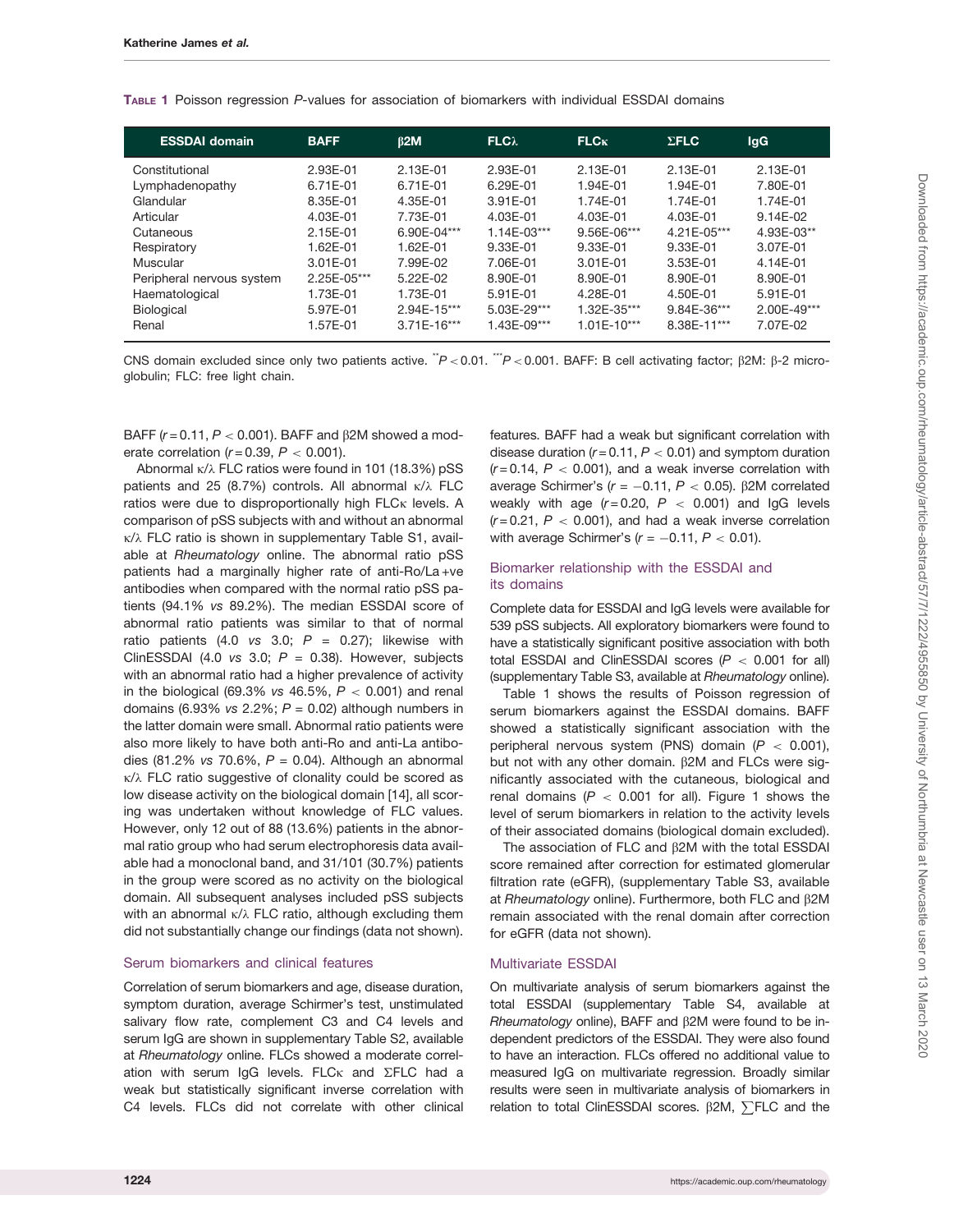**Table 1** Poisson regression *P*-values for association of biomarkers with individual ESSDAI domains

| ESSDAI domain | BAFF | β2M | FLCλ | FLCκ | ΣFLC | IgG |
|---|---|---|---|---|---|---|
| Constitutional | 2.93E-01 | 2.13E-01 | 2.93E-01 | 2.13E-01 | 2.13E-01 | 2.13E-01 |
| Lymphadenopathy | 6.71E-01 | 6.71E-01 | 6.29E-01 | 1.94E-01 | 1.94E-01 | 7.80E-01 |
| Glandular | 8.35E-01 | 4.35E-01 | 3.91E-01 | 1.74E-01 | 1.74E-01 | 1.74E-01 |
| Articular | 4.03E-01 | 7.73E-01 | 4.03E-01 | 4.03E-01 | 4.03E-01 | 9.14E-02 |
| Cutaneous | 2.15E-01 | 6.90E-04*** | 1.14E-03*** | 9.56E-06*** | 4.21E-05*** | 4.93E-03** |
| Respiratory | 1.62E-01 | 1.62E-01 | 9.33E-01 | 9.33E-01 | 9.33E-01 | 3.07E-01 |
| Muscular | 3.01E-01 | 7.99E-02 | 7.06E-01 | 3.01E-01 | 3.53E-01 | 4.14E-01 |
| Peripheral nervous system | 2.25E-05*** | 5.22E-02 | 8.90E-01 | 8.90E-01 | 8.90E-01 | 8.90E-01 |
| Haematological | 1.73E-01 | 1.73E-01 | 5.91E-01 | 4.28E-01 | 4.50E-01 | 5.91E-01 |
| Biological | 5.97E-01 | 2.94E-15*** | 5.03E-29*** | 1.32E-35*** | 9.84E-36*** | 2.00E-49*** |
| Renal | 1.57E-01 | 3.71E-16*** | 1.43E-09*** | 1.01E-10*** | 8.38E-11*** | 7.07E-02 |

CNS domain excluded since only two patients active. **$P < 0.01$. ***$P < 0.001$. BAFF: B cell activating factor; β2M: β-2 microglobulin; FLC: free light chain.

BAFF ($r = 0.11$, $P < 0.001$). BAFF and β2M showed a moderate correlation ($r = 0.39$, $P < 0.001$).

Abnormal κ/λ FLC ratios were found in 101 (18.3%) pSS patients and 25 (8.7%) controls. All abnormal κ/λ FLC ratios were due to disproportionally high FLCκ levels. A comparison of pSS subjects with and without an abnormal κ/λ FLC ratio is shown in supplementary Table S1, available at *Rheumatology* online. The abnormal ratio pSS patients had a marginally higher rate of anti-Ro/La +ve antibodies when compared with the normal ratio pSS patients (94.1% *vs* 89.2%). The median ESSDAI score of abnormal ratio patients was similar to that of normal ratio patients (4.0 *vs* 3.0; $P = 0.27$); likewise with ClinESSDAI (4.0 *vs* 3.0; $P = 0.38$). However, subjects with an abnormal ratio had a higher prevalence of activity in the biological (69.3% *vs* 46.5%, $P < 0.001$) and renal domains (6.93% *vs* 2.2%; $P = 0.02$) although numbers in the latter domain were small. Abnormal ratio patients were also more likely to have both anti-Ro and anti-La antibodies (81.2% *vs* 70.6%, $P = 0.04$). Although an abnormal κ/λ FLC ratio suggestive of clonality could be scored as low disease activity on the biological domain [14], all scoring was undertaken without knowledge of FLC values. However, only 12 out of 88 (13.6%) patients in the abnormal ratio group who had serum electrophoresis data available had a monoclonal band, and 31/101 (30.7%) patients in the group were scored as no activity on the biological domain. All subsequent analyses included pSS subjects with an abnormal κ/λ FLC ratio, although excluding them did not substantially change our findings (data not shown).

## Serum biomarkers and clinical features

Correlation of serum biomarkers and age, disease duration, symptom duration, average Schirmer's test, unstimulated salivary flow rate, complement C3 and C4 levels and serum IgG are shown in supplementary Table S2, available at *Rheumatology* online. FLCs showed a moderate correlation with serum IgG levels. FLCκ and ΣFLC had a weak but statistically significant inverse correlation with C4 levels. FLCs did not correlate with other clinical features. BAFF had a weak but significant correlation with disease duration ($r = 0.11$, $P < 0.01$) and symptom duration ($r = 0.14$, $P < 0.001$), and a weak inverse correlation with average Schirmer's ($r = -0.11$, $P < 0.05$). β2M correlated weakly with age ($r = 0.20$, $P < 0.001$) and IgG levels ($r = 0.21$, $P < 0.001$), and had a weak inverse correlation with average Schirmer's ($r = -0.11$, $P < 0.01$).

## Biomarker relationship with the ESSDAI and its domains

Complete data for ESSDAI and IgG levels were available for 539 pSS subjects. All exploratory biomarkers were found to have a statistically significant positive association with both total ESSDAI and ClinESSDAI scores ($P < 0.001$ for all) (supplementary Table S3, available at *Rheumatology* online).

Table 1 shows the results of Poisson regression of serum biomarkers against the ESSDAI domains. BAFF showed a statistically significant association with the peripheral nervous system (PNS) domain ($P < 0.001$), but not with any other domain. β2M and FLCs were significantly associated with the cutaneous, biological and renal domains ($P < 0.001$ for all). Figure 1 shows the level of serum biomarkers in relation to the activity levels of their associated domains (biological domain excluded).

The association of FLC and β2M with the total ESSDAI score remained after correction for estimated glomerular filtration rate (eGFR), (supplementary Table S3, available at *Rheumatology* online). Furthermore, both FLC and β2M remain associated with the renal domain after correction for eGFR (data not shown).

## Multivariate ESSDAI

On multivariate analysis of serum biomarkers against the total ESSDAI (supplementary Table S4, available at *Rheumatology* online), BAFF and β2M were found to be independent predictors of the ESSDAI. They were also found to have an interaction. FLCs offered no additional value to measured IgG on multivariate regression. Broadly similar results were seen in multivariate analysis of biomarkers in relation to total ClinESSDAI scores. β2M, ∑FLC and the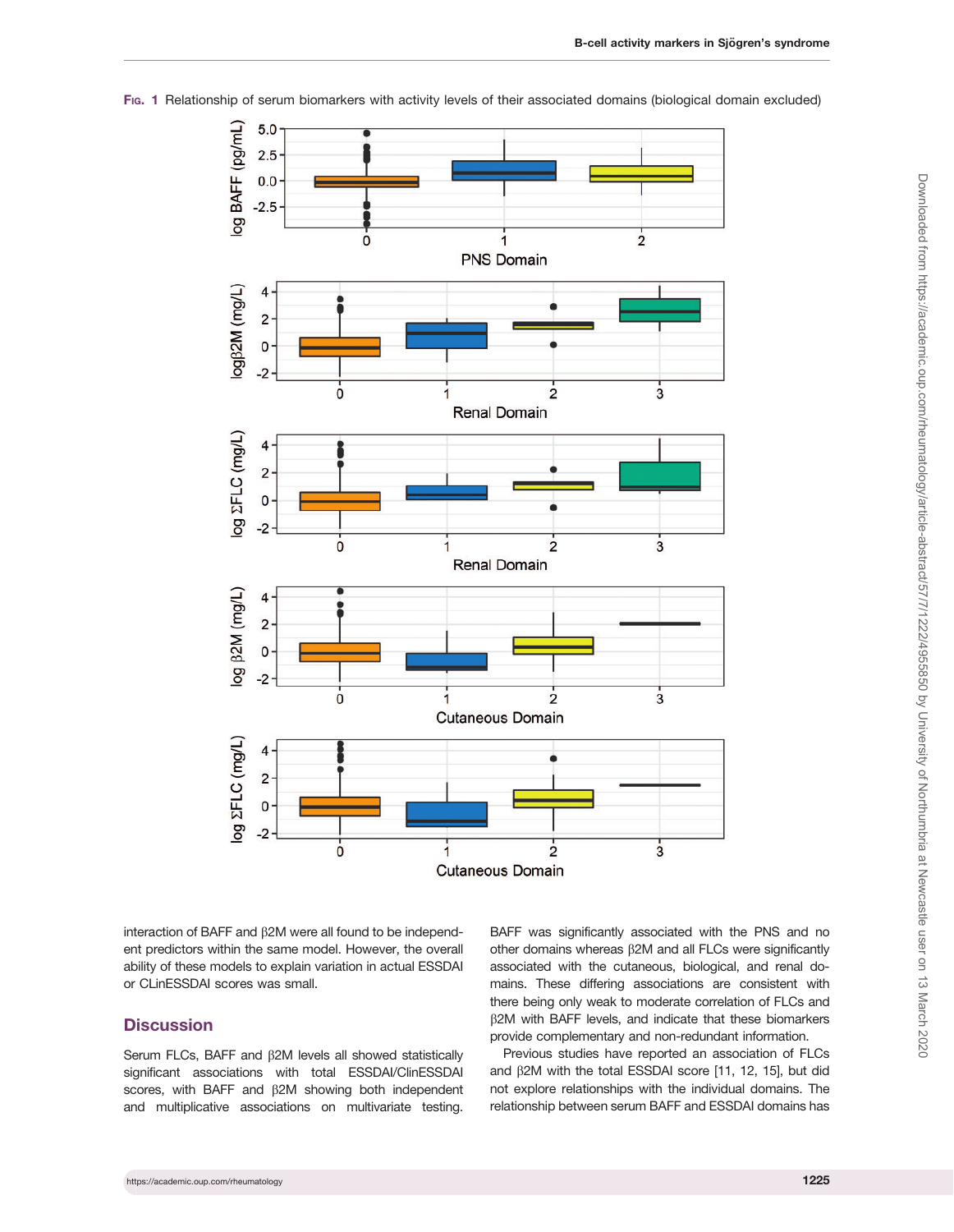Fig. 1 Relationship of serum biomarkers with activity levels of their associated domains (biological domain excluded)

interaction of BAFF and β2M were all found to be independent predictors within the same model. However, the overall ability of these models to explain variation in actual ESSDAI or CLinESSDAI scores was small.

## Discussion

Serum FLCs, BAFF and β2M levels all showed statistically significant associations with total ESSDAI/ClinESSDAI scores, with BAFF and β2M showing both independent and multiplicative associations on multivariate testing. BAFF was significantly associated with the PNS and no other domains whereas β2M and all FLCs were significantly associated with the cutaneous, biological, and renal domains. These differing associations are consistent with there being only weak to moderate correlation of FLCs and β2M with BAFF levels, and indicate that these biomarkers provide complementary and non-redundant information.

Previous studies have reported an association of FLCs and β2M with the total ESSDAI score [11, 12, 15], but did not explore relationships with the individual domains. The relationship between serum BAFF and ESSDAI domains has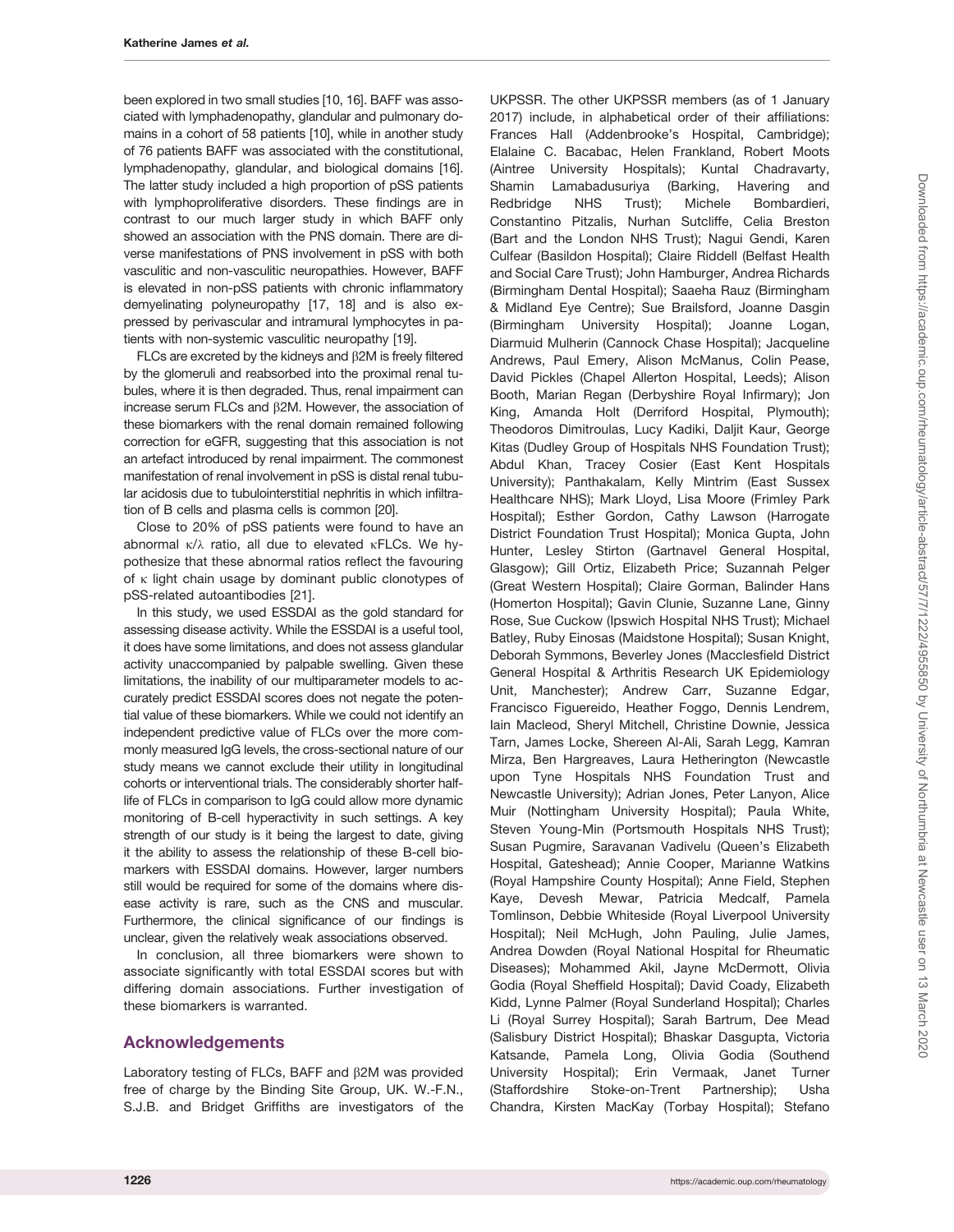been explored in two small studies [10, 16]. BAFF was associated with lymphadenopathy, glandular and pulmonary domains in a cohort of 58 patients [10], while in another study of 76 patients BAFF was associated with the constitutional, lymphadenopathy, glandular, and biological domains [16]. The latter study included a high proportion of pSS patients with lymphoproliferative disorders. These findings are in contrast to our much larger study in which BAFF only showed an association with the PNS domain. There are diverse manifestations of PNS involvement in pSS with both vasculitic and non-vasculitic neuropathies. However, BAFF is elevated in non-pSS patients with chronic inflammatory demyelinating polyneuropathy [17, 18] and is also expressed by perivascular and intramural lymphocytes in patients with non-systemic vasculitic neuropathy [19].

FLCs are excreted by the kidneys and β2M is freely filtered by the glomeruli and reabsorbed into the proximal renal tubules, where it is then degraded. Thus, renal impairment can increase serum FLCs and β2M. However, the association of these biomarkers with the renal domain remained following correction for eGFR, suggesting that this association is not an artefact introduced by renal impairment. The commonest manifestation of renal involvement in pSS is distal renal tubular acidosis due to tubulointerstitial nephritis in which infiltration of B cells and plasma cells is common [20].

Close to 20% of pSS patients were found to have an abnormal κ/λ ratio, all due to elevated κFLCs. We hypothesize that these abnormal ratios reflect the favouring of κ light chain usage by dominant public clonotypes of pSS-related autoantibodies [21].

In this study, we used ESSDAI as the gold standard for assessing disease activity. While the ESSDAI is a useful tool, it does have some limitations, and does not assess glandular activity unaccompanied by palpable swelling. Given these limitations, the inability of our multiparameter models to accurately predict ESSDAI scores does not negate the potential value of these biomarkers. While we could not identify an independent predictive value of FLCs over the more commonly measured IgG levels, the cross-sectional nature of our study means we cannot exclude their utility in longitudinal cohorts or interventional trials. The considerably shorter half-life of FLCs in comparison to IgG could allow more dynamic monitoring of B-cell hyperactivity in such settings. A key strength of our study is it being the largest to date, giving it the ability to assess the relationship of these B-cell biomarkers with ESSDAI domains. However, larger numbers still would be required for some of the domains where disease activity is rare, such as the CNS and muscular. Furthermore, the clinical significance of our findings is unclear, given the relatively weak associations observed.

In conclusion, all three biomarkers were shown to associate significantly with total ESSDAI scores but with differing domain associations. Further investigation of these biomarkers is warranted.

## Acknowledgements

Laboratory testing of FLCs, BAFF and β2M was provided free of charge by the Binding Site Group, UK. W.-F.N., S.J.B. and Bridget Griffiths are investigators of the UKPSSR. The other UKPSSR members (as of 1 January 2017) include, in alphabetical order of their affiliations: Frances Hall (Addenbrooke's Hospital, Cambridge); Elalaine C. Bacabac, Helen Frankland, Robert Moots (Aintree University Hospitals); Kuntal Chadravarty, Shamin Lamabadusuriya (Barking, Havering and Redbridge NHS Trust); Michele Bombardieri, Constantino Pitzalis, Nurhan Sutcliffe, Celia Breston (Bart and the London NHS Trust); Nagui Gendi, Karen Culfear (Basildon Hospital); Claire Riddell (Belfast Health and Social Care Trust); John Hamburger, Andrea Richards (Birmingham Dental Hospital); Saaeha Rauz (Birmingham & Midland Eye Centre); Sue Brailsford, Joanne Dasgin (Birmingham University Hospital); Joanne Logan, Diarmuid Mulherin (Cannock Chase Hospital); Jacqueline Andrews, Paul Emery, Alison McManus, Colin Pease, David Pickles (Chapel Allerton Hospital, Leeds); Alison Booth, Marian Regan (Derbyshire Royal Infirmary); Jon King, Amanda Holt (Derriford Hospital, Plymouth); Theodoros Dimitroulas, Lucy Kadiki, Daljit Kaur, George Kitas (Dudley Group of Hospitals NHS Foundation Trust); Abdul Khan, Tracey Cosier (East Kent Hospitals University); Panthakalam, Kelly Mintrim (East Sussex Healthcare NHS); Mark Lloyd, Lisa Moore (Frimley Park Hospital); Esther Gordon, Cathy Lawson (Harrogate District Foundation Trust Hospital); Monica Gupta, John Hunter, Lesley Stirton (Gartnavel General Hospital, Glasgow); Gill Ortiz, Elizabeth Price; Suzannah Pelger (Great Western Hospital); Claire Gorman, Balinder Hans (Homerton Hospital); Gavin Clunie, Suzanne Lane, Ginny Rose, Sue Cuckow (Ipswich Hospital NHS Trust); Michael Batley, Ruby Einosas (Maidstone Hospital); Susan Knight, Deborah Symmons, Beverley Jones (Macclesfield District General Hospital & Arthritis Research UK Epidemiology Unit, Manchester); Andrew Carr, Suzanne Edgar, Francisco Figuereido, Heather Foggo, Dennis Lendrem, Iain Macleod, Sheryl Mitchell, Christine Downie, Jessica Tarn, James Locke, Shereen Al-Ali, Sarah Legg, Kamran Mirza, Ben Hargreaves, Laura Hetherington (Newcastle upon Tyne Hospitals NHS Foundation Trust and Newcastle University); Adrian Jones, Peter Lanyon, Alice Muir (Nottingham University Hospital); Paula White, Steven Young-Min (Portsmouth Hospitals NHS Trust); Susan Pugmire, Saravanan Vadivelu (Queen's Elizabeth Hospital, Gateshead); Annie Cooper, Marianne Watkins (Royal Hampshire County Hospital); Anne Field, Stephen Kaye, Devesh Mewar, Patricia Medcalf, Pamela Tomlinson, Debbie Whiteside (Royal Liverpool University Hospital); Neil McHugh, John Pauling, Julie James, Andrea Dowden (Royal National Hospital for Rheumatic Diseases); Mohammed Akil, Jayne McDermott, Olivia Godia (Royal Sheffield Hospital); David Coady, Elizabeth Kidd, Lynne Palmer (Royal Sunderland Hospital); Charles Li (Royal Surrey Hospital); Sarah Bartrum, Dee Mead (Salisbury District Hospital); Bhaskar Dasgupta, Victoria Katsande, Pamela Long, Olivia Godia (Southend University Hospital); Erin Vermaak, Janet Turner (Staffordshire Stoke-on-Trent Partnership); Usha Chandra, Kirsten MacKay (Torbay Hospital); Stefano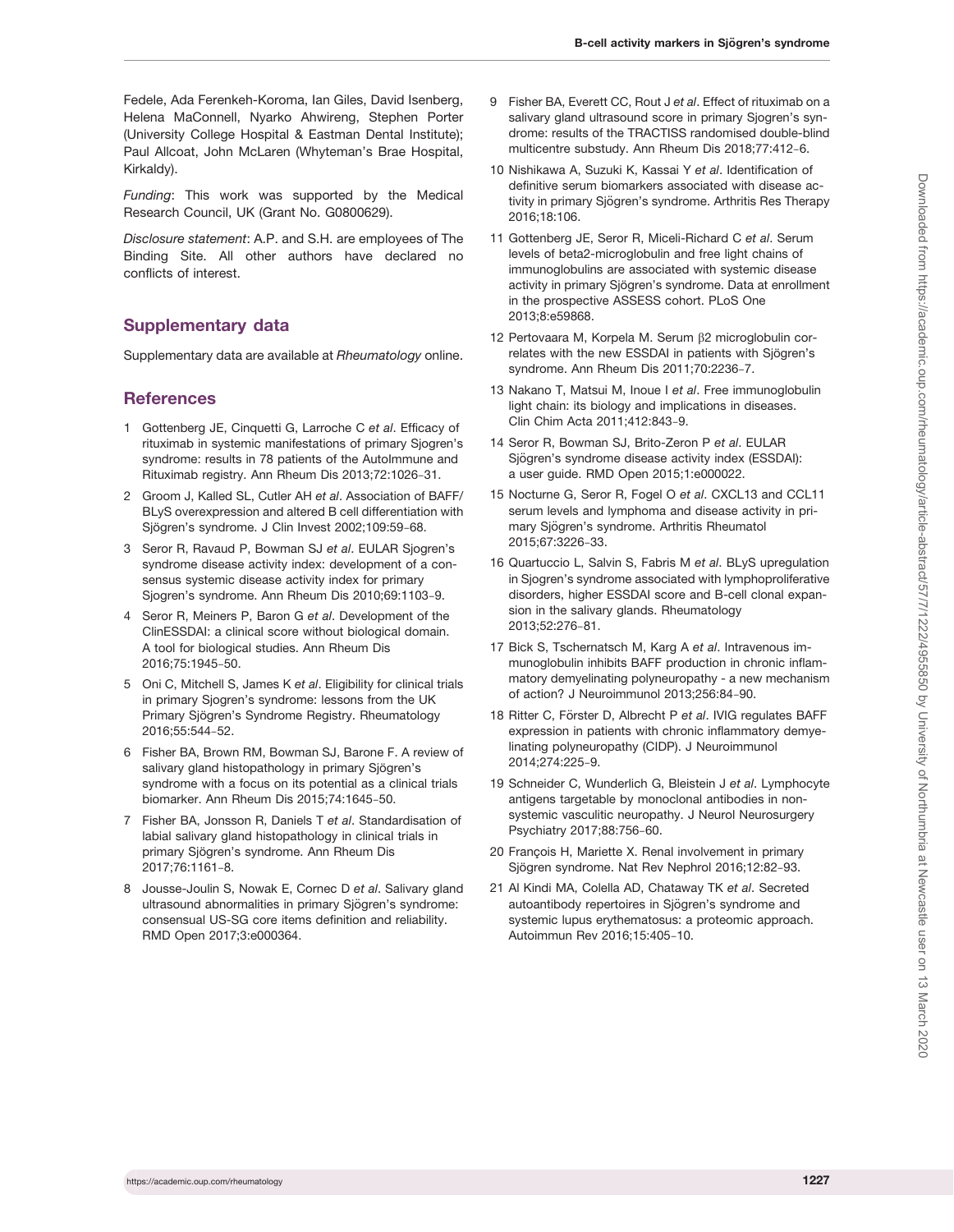Fedele, Ada Ferenkeh-Koroma, Ian Giles, David Isenberg, Helena MaConnell, Nyarko Ahwireng, Stephen Porter (University College Hospital & Eastman Dental Institute); Paul Allcoat, John McLaren (Whyteman's Brae Hospital, Kirkaldy).

*Funding*: This work was supported by the Medical Research Council, UK (Grant No. G0800629).

*Disclosure statement*: A.P. and S.H. are employees of The Binding Site. All other authors have declared no conflicts of interest.

## Supplementary data

Supplementary data are available at *Rheumatology* online.

## References

1. Gottenberg JE, Cinquetti G, Larroche C *et al*. Efficacy of rituximab in systemic manifestations of primary Sjogren's syndrome: results in 78 patients of the AutoImmune and Rituximab registry. Ann Rheum Dis 2013;72:1026–31.
2. Groom J, Kalled SL, Cutler AH *et al*. Association of BAFF/BLyS overexpression and altered B cell differentiation with Sjögren's syndrome. J Clin Invest 2002;109:59–68.
3. Seror R, Ravaud P, Bowman SJ *et al*. EULAR Sjogren's syndrome disease activity index: development of a consensus systemic disease activity index for primary Sjogren's syndrome. Ann Rheum Dis 2010;69:1103–9.
4. Seror R, Meiners P, Baron G *et al*. Development of the ClinESSDAI: a clinical score without biological domain. A tool for biological studies. Ann Rheum Dis 2016;75:1945–50.
5. Oni C, Mitchell S, James K *et al*. Eligibility for clinical trials in primary Sjogren's syndrome: lessons from the UK Primary Sjögren's Syndrome Registry. Rheumatology 2016;55:544–52.
6. Fisher BA, Brown RM, Bowman SJ, Barone F. A review of salivary gland histopathology in primary Sjögren's syndrome with a focus on its potential as a clinical trials biomarker. Ann Rheum Dis 2015;74:1645–50.
7. Fisher BA, Jonsson R, Daniels T *et al*. Standardisation of labial salivary gland histopathology in clinical trials in primary Sjögren's syndrome. Ann Rheum Dis 2017;76:1161–8.
8. Jousse-Joulin S, Nowak E, Cornec D *et al*. Salivary gland ultrasound abnormalities in primary Sjögren's syndrome: consensual US-SG core items definition and reliability. RMD Open 2017;3:e000364.
9. Fisher BA, Everett CC, Rout J *et al*. Effect of rituximab on a salivary gland ultrasound score in primary Sjogren's syndrome: results of the TRACTISS randomised double-blind multicentre substudy. Ann Rheum Dis 2018;77:412–6.
10. Nishikawa A, Suzuki K, Kassai Y *et al*. Identification of definitive serum biomarkers associated with disease activity in primary Sjögren's syndrome. Arthritis Res Therapy 2016;18:106.
11. Gottenberg JE, Seror R, Miceli-Richard C *et al*. Serum levels of beta2-microglobulin and free light chains of immunoglobulins are associated with systemic disease activity in primary Sjögren's syndrome. Data at enrollment in the prospective ASSESS cohort. PLoS One 2013;8:e59868.
12. Pertovaara M, Korpela M. Serum β2 microglobulin correlates with the new ESSDAI in patients with Sjögren's syndrome. Ann Rheum Dis 2011;70:2236–7.
13. Nakano T, Matsui M, Inoue I *et al*. Free immunoglobulin light chain: its biology and implications in diseases. Clin Chim Acta 2011;412:843–9.
14. Seror R, Bowman SJ, Brito-Zeron P *et al*. EULAR Sjögren's syndrome disease activity index (ESSDAI): a user guide. RMD Open 2015;1:e000022.
15. Nocturne G, Seror R, Fogel O *et al*. CXCL13 and CCL11 serum levels and lymphoma and disease activity in primary Sjögren's syndrome. Arthritis Rheumatol 2015;67:3226–33.
16. Quartuccio L, Salvin S, Fabris M *et al*. BLyS upregulation in Sjogren's syndrome associated with lymphoproliferative disorders, higher ESSDAI score and B-cell clonal expansion in the salivary glands. Rheumatology 2013;52:276–81.
17. Bick S, Tschernatsch M, Karg A *et al*. Intravenous immunoglobulin inhibits BAFF production in chronic inflammatory demyelinating polyneuropathy - a new mechanism of action? J Neuroimmunol 2013;256:84–90.
18. Ritter C, Förster D, Albrecht P *et al*. IVIG regulates BAFF expression in patients with chronic inflammatory demyelinating polyneuropathy (CIDP). J Neuroimmunol 2014;274:225–9.
19. Schneider C, Wunderlich G, Bleistein J *et al*. Lymphocyte antigens targetable by monoclonal antibodies in non-systemic vasculitic neuropathy. J Neurol Neurosurgery Psychiatry 2017;88:756–60.
20. François H, Mariette X. Renal involvement in primary Sjögren syndrome. Nat Rev Nephrol 2016;12:82–93.
21. Al Kindi MA, Colella AD, Chataway TK *et al*. Secreted autoantibody repertoires in Sjögren's syndrome and systemic lupus erythematosus: a proteomic approach. Autoimmun Rev 2016;15:405–10.